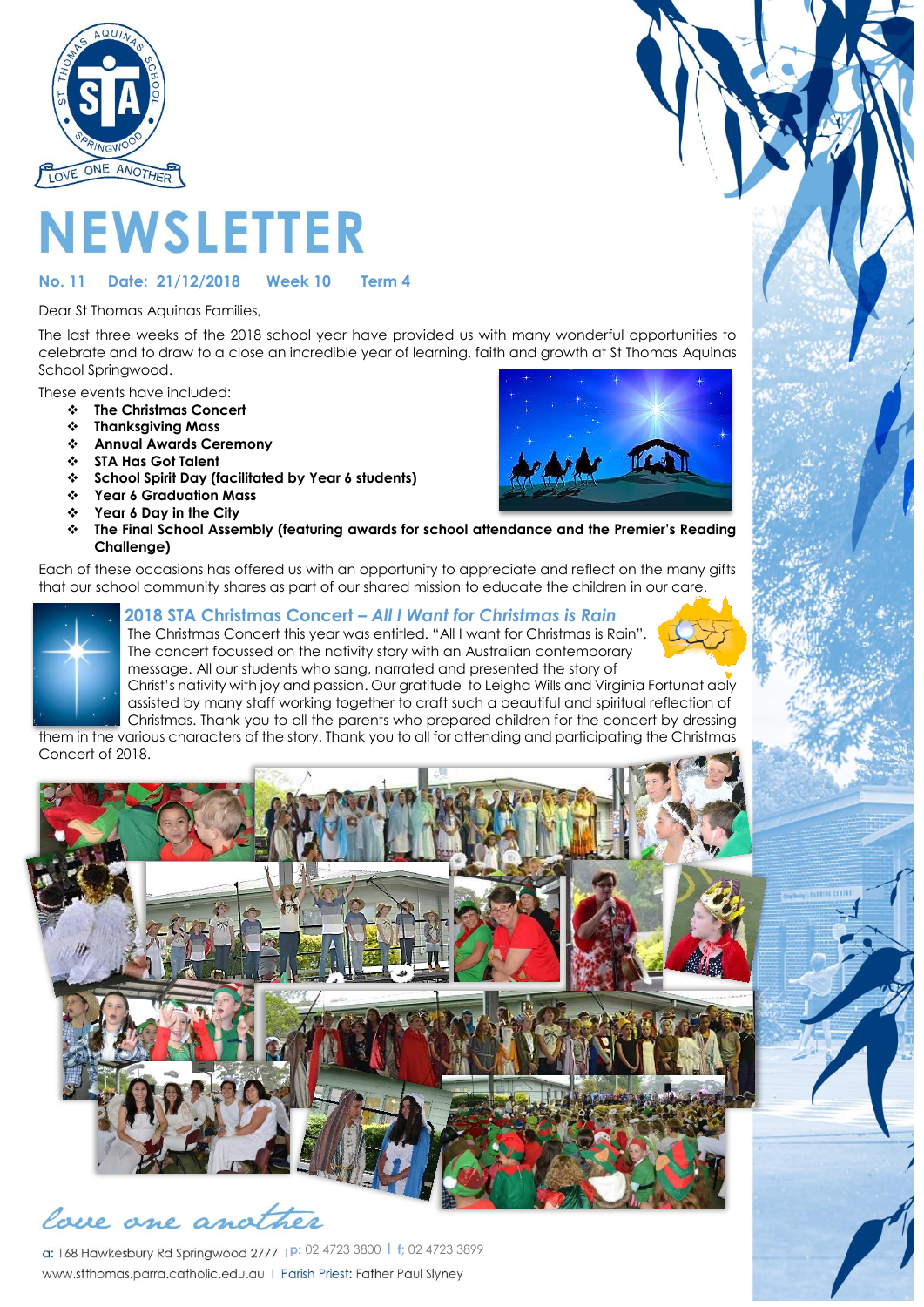# NEWSLETTER

**No. 11 Date: 21/12/2018 Week 10 Term 4**

Dear St Thomas Aquinas Families,

The last three weeks of the 2018 school year have provided us with many wonderful opportunities to celebrate and to draw to a close an incredible year of learning, faith and growth at St Thomas Aquinas School Springwood.

These events have included:

- **The Christmas Concert**
- **Thanksgiving Mass**
- **Annual Awards Ceremony**
- **STA Has Got Talent**
- **School Spirit Day (facilitated by Year 6 students)**
- **Year 6 Graduation Mass**
- **Year 6 Day in the City**
- **The Final School Assembly (featuring awards for school attendance and the Premier's Reading Challenge)**

Each of these occasions has offered us with an opportunity to appreciate and reflect on the many gifts that our school community shares as part of our shared mission to educate the children in our care.

## 2018 STA Christmas Concert – *All I Want for Christmas is Rain*

The Christmas Concert this year was entitled. "All I want for Christmas is Rain". The concert focussed on the nativity story with an Australian contemporary message. All our students who sang, narrated and presented the story of Christ's nativity with joy and passion. Our gratitude to Leigha Wills and Virginia Fortunat ably assisted by many staff working together to craft such a beautiful and spiritual reflection of Christmas. Thank you to all the parents who prepared children for the concert by dressing them in the various characters of the story. Thank you to all for attending and participating the Christmas Concert of 2018.

*love one another*

a: 168 Hawkesbury Rd Springwood 2777 | p: 02 4723 3800 | f: 02 4723 3899
www.stthomas.parra.catholic.edu.au | Parish Priest: Father Paul Slyney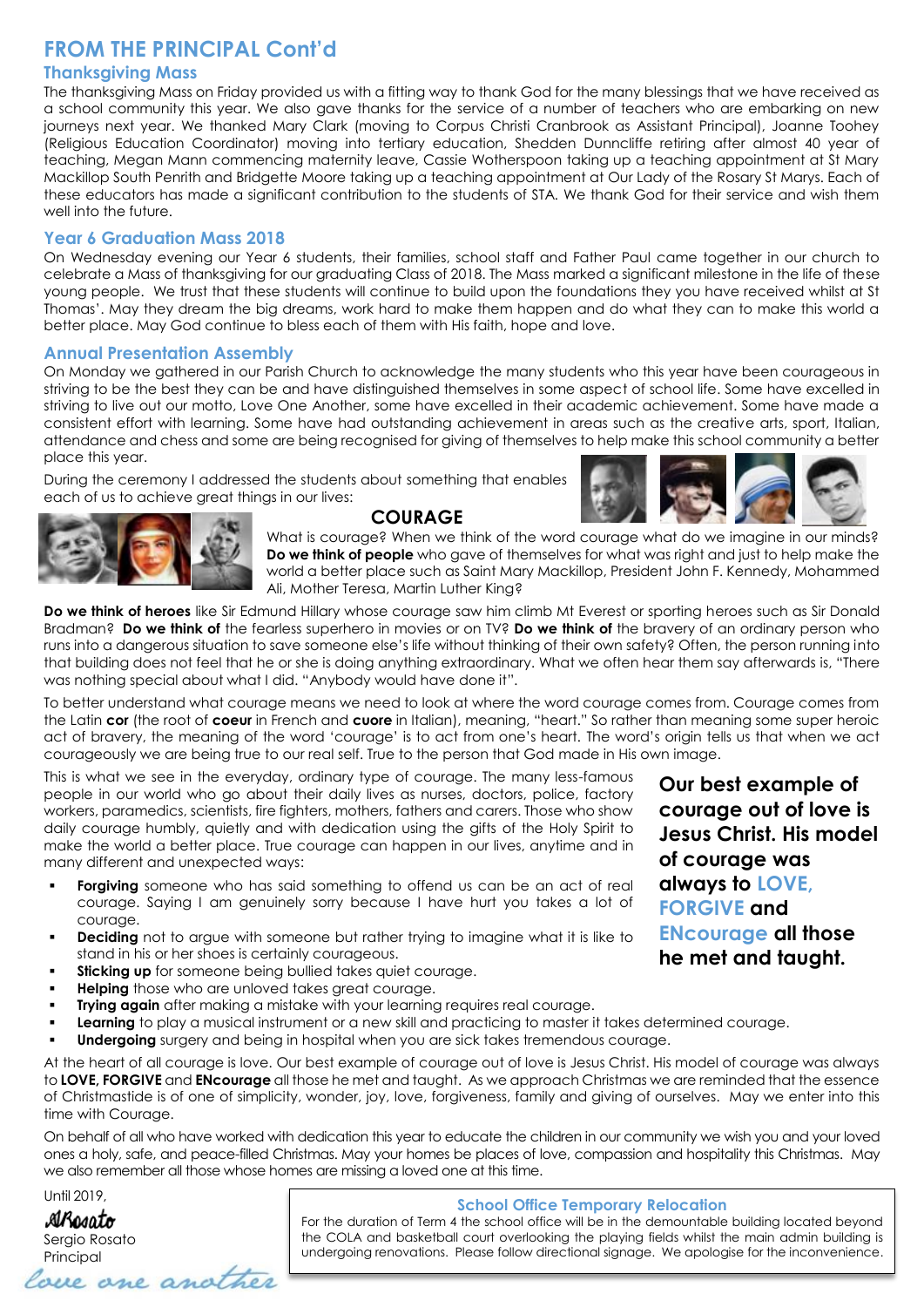# FROM THE PRINCIPAL Cont'd

## Thanksgiving Mass

The thanksgiving Mass on Friday provided us with a fitting way to thank God for the many blessings that we have received as a school community this year. We also gave thanks for the service of a number of teachers who are embarking on new journeys next year. We thanked Mary Clark (moving to Corpus Christi Cranbrook as Assistant Principal), Joanne Toohey (Religious Education Coordinator) moving into tertiary education, Shedden Dunncliffe retiring after almost 40 year of teaching, Megan Mann commencing maternity leave, Cassie Wotherspoon taking up a teaching appointment at St Mary Mackillop South Penrith and Bridgette Moore taking up a teaching appointment at Our Lady of the Rosary St Marys. Each of these educators has made a significant contribution to the students of STA. We thank God for their service and wish them well into the future.

## Year 6 Graduation Mass 2018

On Wednesday evening our Year 6 students, their families, school staff and Father Paul came together in our church to celebrate a Mass of thanksgiving for our graduating Class of 2018. The Mass marked a significant milestone in the life of these young people. We trust that these students will continue to build upon the foundations they you have received whilst at St Thomas'. May they dream the big dreams, work hard to make them happen and do what they can to make this world a better place. May God continue to bless each of them with His faith, hope and love.

## Annual Presentation Assembly

On Monday we gathered in our Parish Church to acknowledge the many students who this year have been courageous in striving to be the best they can be and have distinguished themselves in some aspect of school life. Some have excelled in striving to live out our motto, Love One Another, some have excelled in their academic achievement. Some have made a consistent effort with learning. Some have had outstanding achievement in areas such as the creative arts, sport, Italian, attendance and chess and some are being recognised for giving of themselves to help make this school community a better place this year.

During the ceremony I addressed the students about something that enables each of us to achieve great things in our lives:

### COURAGE

What is courage? When we think of the word courage what do we imagine in our minds? **Do we think of people** who gave of themselves for what was right and just to help make the world a better place such as Saint Mary Mackillop, President John F. Kennedy, Mohammed Ali, Mother Teresa, Martin Luther King?

**Do we think of heroes** like Sir Edmund Hillary whose courage saw him climb Mt Everest or sporting heroes such as Sir Donald Bradman? **Do we think of** the fearless superhero in movies or on TV? **Do we think of** the bravery of an ordinary person who runs into a dangerous situation to save someone else's life without thinking of their own safety? Often, the person running into that building does not feel that he or she is doing anything extraordinary. What we often hear them say afterwards is, "There was nothing special about what I did. "Anybody would have done it".

To better understand what courage means we need to look at where the word courage comes from. Courage comes from the Latin **cor** (the root of **coeur** in French and **cuore** in Italian), meaning, "heart." So rather than meaning some super heroic act of bravery, the meaning of the word 'courage' is to act from one's heart. The word's origin tells us that when we act courageously we are being true to our real self. True to the person that God made in His own image.

This is what we see in the everyday, ordinary type of courage. The many less-famous people in our world who go about their daily lives as nurses, doctors, police, factory workers, paramedics, scientists, fire fighters, mothers, fathers and carers. Those who show daily courage humbly, quietly and with dedication using the gifts of the Holy Spirit to make the world a better place. True courage can happen in our lives, anytime and in many different and unexpected ways:

- **Forgiving** someone who has said something to offend us can be an act of real courage. Saying I am genuinely sorry because I have hurt you takes a lot of courage.
- **Deciding** not to argue with someone but rather trying to imagine what it is like to stand in his or her shoes is certainly courageous.
- **Sticking up** for someone being bullied takes quiet courage.
- **Helping** those who are unloved takes great courage.
- **Trying again** after making a mistake with your learning requires real courage.
- **Learning** to play a musical instrument or a new skill and practicing to master it takes determined courage.
- **Undergoing** surgery and being in hospital when you are sick takes tremendous courage.

**Our best example of courage out of love is Jesus Christ. His model of courage was always to LOVE, FORGIVE and ENcourage all those he met and taught.**

At the heart of all courage is love. Our best example of courage out of love is Jesus Christ. His model of courage was always to **LOVE, FORGIVE** and **ENcourage** all those he met and taught. As we approach Christmas we are reminded that the essence of Christmastide is of one of simplicity, wonder, joy, love, forgiveness, family and giving of ourselves. May we enter into this time with Courage.

On behalf of all who have worked with dedication this year to educate the children in our community we wish you and your loved ones a holy, safe, and peace-filled Christmas. May your homes be places of love, compassion and hospitality this Christmas. May we also remember all those whose homes are missing a loved one at this time.

Until 2019,

*SRosato*

Sergio Rosato
Principal

*love one another*

## School Office Temporary Relocation

For the duration of Term 4 the school office will be in the demountable building located beyond the COLA and basketball court overlooking the playing fields whilst the main admin building is undergoing renovations. Please follow directional signage. We apologise for the inconvenience.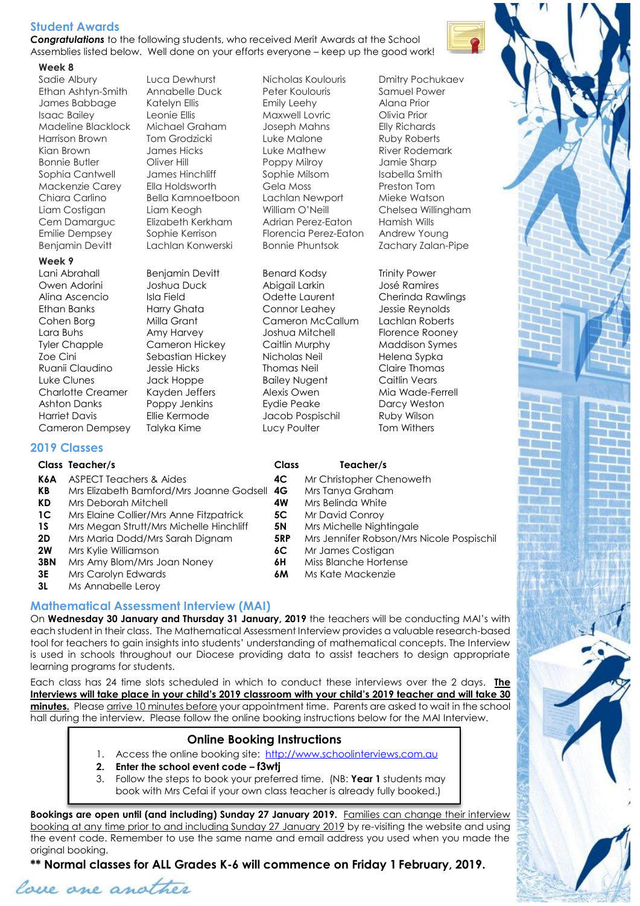## Student Awards

***Congratulations*** to the following students, who received Merit Awards at the School Assemblies listed below. Well done on your efforts everyone – keep up the good work!

### Week 8

Sadie Albury
Ethan Ashtyn-Smith
James Babbage
Isaac Bailey
Madeline Blacklock
Harrison Brown
Kian Brown
Bonnie Butler
Sophia Cantwell
Mackenzie Carey
Chiara Carlino
Liam Costigan
Cem Damarguc
Emilie Dempsey
Benjamin Devitt
Luca Dewhurst
Annabelle Duck
Katelyn Ellis
Leonie Ellis
Michael Graham
Tom Grodzicki
James Hicks
Oliver Hill
James Hinchliff
Ella Holdsworth
Bella Kamnoetboon
Liam Keogh
Elizabeth Kerkham
Sophie Kerrison
Lachlan Konwerski
Nicholas Koulouris
Peter Koulouris
Emily Leehy
Maxwell Lovric
Joseph Mahns
Luke Malone
Luke Mathew
Poppy Milroy
Sophie Milsom
Gela Moss
Lachlan Newport
William O'Neill
Adrian Perez-Eaton
Florencia Perez-Eaton
Bonnie Phuntsok
Dmitry Pochukaev
Samuel Power
Alana Prior
Olivia Prior
Elly Richards
Ruby Roberts
River Rodemark
Jamie Sharp
Isabella Smith
Preston Tom
Mieke Watson
Chelsea Willingham
Hamish Wills
Andrew Young
Zachary Zalan-Pipe

### Week 9

Lani Abrahall
Owen Adorini
Alina Ascencio
Ethan Banks
Cohen Borg
Lara Buhs
Tyler Chapple
Zoe Cini
Ruanii Claudino
Luke Clunes
Charlotte Creamer
Ashton Danks
Harriet Davis
Cameron Dempsey
Benjamin Devitt
Joshua Duck
Isla Field
Harry Ghata
Milla Grant
Amy Harvey
Cameron Hickey
Sebastian Hickey
Jessie Hicks
Jack Hoppe
Kayden Jeffers
Poppy Jenkins
Ellie Kermode
Talyka Kime
Benard Kodsy
Abigail Larkin
Odette Laurent
Connor Leahey
Cameron McCallum
Joshua Mitchell
Caitlin Murphy
Nicholas Neil
Thomas Neil
Bailey Nugent
Alexis Owen
Eydie Peake
Jacob Pospischil
Lucy Poulter
Trinity Power
José Ramires
Cherinda Rawlings
Jessie Reynolds
Lachlan Roberts
Florence Rooney
Maddison Symes
Helena Sypka
Claire Thomas
Caitlin Vears
Mia Wade-Ferrell
Darcy Weston
Ruby Wilson
Tom Withers

## 2019 Classes

| Class | Teacher/s |
|---|---|
| **K6A** | ASPECT Teachers & Aides |
| **KB** | Mrs Elizabeth Bamford/Mrs Joanne Godsell |
| **KD** | Mrs Deborah Mitchell |
| **1C** | Mrs Elaine Collier/Mrs Anne Fitzpatrick |
| **1S** | Mrs Megan Strutt/Mrs Michelle Hinchliff |
| **2D** | Mrs Maria Dodd/Mrs Sarah Dignam |
| **2W** | Mrs Kylie Williamson |
| **3BN** | Mrs Amy Blom/Mrs Joan Noney |
| **3E** | Mrs Carolyn Edwards |
| **3L** | Ms Annabelle Leroy |
| **4C** | Mr Christopher Chenoweth |
| **4G** | Mrs Tanya Graham |
| **4W** | Mrs Belinda White |
| **5C** | Mr David Conroy |
| **5N** | Mrs Michelle Nightingale |
| **5RP** | Mrs Jennifer Robson/Mrs Nicole Pospischil |
| **6C** | Mr James Costigan |
| **6H** | Miss Blanche Hortense |
| **6M** | Ms Kate Mackenzie |

## Mathematical Assessment Interview (MAI)

On **Wednesday 30 January and Thursday 31 January, 2019** the teachers will be conducting MAI's with each student in their class. The Mathematical Assessment Interview provides a valuable research-based tool for teachers to gain insights into students' understanding of mathematical concepts. The Interview is used in schools throughout our Diocese providing data to assist teachers to design appropriate learning programs for students.

Each class has 24 time slots scheduled in which to conduct these interviews over the 2 days. **The Interviews will take place in your child's 2019 classroom with your child's 2019 teacher and will take 30 minutes.** Please arrive 10 minutes before your appointment time. Parents are asked to wait in the school hall during the interview. Please follow the online booking instructions below for the MAI Interview.

### Online Booking Instructions

1. Access the online booking site: http://www.schoolinterviews.com.au
2. **Enter the school event code – f3wtj**
3. Follow the steps to book your preferred time. (NB: **Year 1** students may book with Mrs Cefai if your own class teacher is already fully booked.)

**Bookings are open until (and including) Sunday 27 January 2019.** Families can change their interview booking at any time prior to and including Sunday 27 January 2019 by re-visiting the website and using the event code. Remember to use the same name and email address you used when you made the original booking.

**\*\* Normal classes for ALL Grades K-6 will commence on Friday 1 February, 2019.**

*love one another*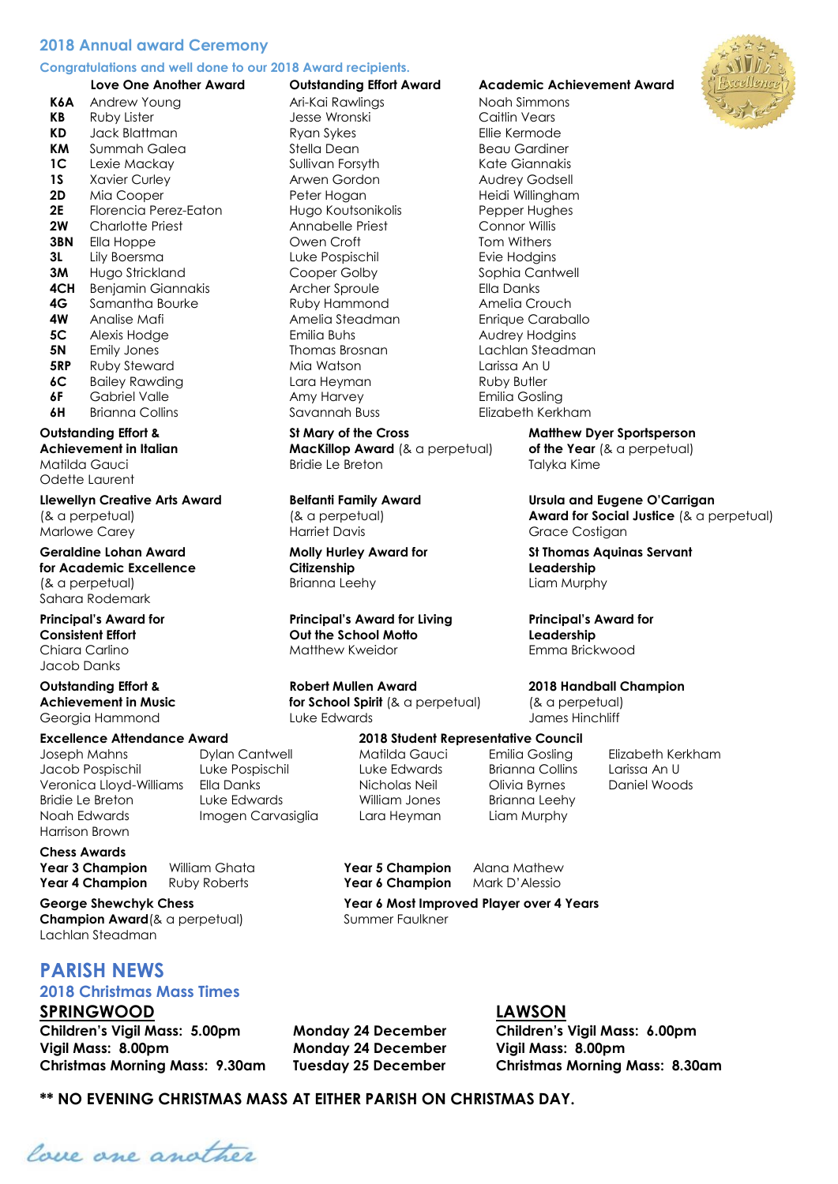## 2018 Annual award Ceremony

### Congratulations and well done to our 2018 Award recipients.

| Class | Love One Another Award | Outstanding Effort Award | Academic Achievement Award |
| --- | --- | --- | --- |
| K6A | Andrew Young | Ari-Kai Rawlings | Noah Simmons |
| KB | Ruby Lister | Jesse Wronski | Caitlin Vears |
| KD | Jack Blattman | Ryan Sykes | Ellie Kermode |
| KM | Summah Galea | Stella Dean | Beau Gardiner |
| 1C | Lexie Mackay | Sullivan Forsyth | Kate Giannakis |
| 1S | Xavier Curley | Arwen Gordon | Audrey Godsell |
| 2D | Mia Cooper | Peter Hogan | Heidi Willingham |
| 2E | Florencia Perez-Eaton | Hugo Koutsonikolis | Pepper Hughes |
| 2W | Charlotte Priest | Annabelle Priest | Connor Willis |
| 3BN | Ella Hoppe | Owen Croft | Tom Withers |
| 3L | Lily Boersma | Luke Pospischil | Evie Hodgins |
| 3M | Hugo Strickland | Cooper Golby | Sophia Cantwell |
| 4CH | Benjamin Giannakis | Archer Sproule | Ella Danks |
| 4G | Samantha Bourke | Ruby Hammond | Amelia Crouch |
| 4W | Analise Mafi | Amelia Steadman | Enrique Caraballo |
| 5C | Alexis Hodge | Emilia Buhs | Audrey Hodgins |
| 5N | Emily Jones | Thomas Brosnan | Lachlan Steadman |
| 5RP | Ruby Steward | Mia Watson | Larissa An U |
| 6C | Bailey Rawding | Lara Heyman | Ruby Butler |
| 6F | Gabriel Valle | Amy Harvey | Emilia Gosling |
| 6H | Brianna Collins | Savannah Buss | Elizabeth Kerkham |

**Outstanding Effort & Achievement in Italian**
Matilda Gauci
Odette Laurent

**St Mary of the Cross MacKillop Award** (& a perpetual)
Bridie Le Breton

**Matthew Dyer Sportsperson of the Year** (& a perpetual)
Talyka Kime

**Llewellyn Creative Arts Award** (& a perpetual)
Marlowe Carey

**Belfanti Family Award** (& a perpetual)
Harriet Davis

**Ursula and Eugene O'Carrigan Award for Social Justice** (& a perpetual)
Grace Costigan

**Geraldine Lohan Award for Academic Excellence** (& a perpetual)
Sahara Rodemark

**Molly Hurley Award for Citizenship**
Brianna Leehy

**St Thomas Aquinas Servant Leadership**
Liam Murphy

**Principal's Award for Consistent Effort**
Chiara Carlino
Jacob Danks

**Principal's Award for Living Out the School Motto**
Matthew Kweidor

**Principal's Award for Leadership**
Emma Brickwood

**Outstanding Effort & Achievement in Music**
Georgia Hammond

**Robert Mullen Award for School Spirit** (& a perpetual)
Luke Edwards

**2018 Handball Champion** (& a perpetual)
James Hinchliff

**Excellence Attendance Award**

Joseph Mahns, Jacob Pospischil, Veronica Lloyd-Williams, Bridie Le Breton, Noah Edwards, Harrison Brown, Dylan Cantwell, Luke Pospischil, Ella Danks, Luke Edwards, Imogen Carvasiglia

**2018 Student Representative Council**

Matilda Gauci, Luke Edwards, Nicholas Neil, William Jones, Lara Heyman, Emilia Gosling, Brianna Collins, Olivia Byrnes, Brianna Leehy, Liam Murphy, Elizabeth Kerkham, Larissa An U, Daniel Woods

**Chess Awards**

**Year 3 Champion** William Ghata
**Year 4 Champion** Ruby Roberts
**Year 5 Champion** Alana Mathew
**Year 6 Champion** Mark D'Alessio

**George Shewchyk Chess Champion Award** (& a perpetual)
Lachlan Steadman

**Year 6 Most Improved Player over 4 Years**
Summer Faulkner

## PARISH NEWS

### 2018 Christmas Mass Times

| SPRINGWOOD | | LAWSON |
| --- | --- | --- |
| **Children's Vigil Mass: 5.00pm** | **Monday 24 December** | **Children's Vigil Mass: 6.00pm** |
| **Vigil Mass: 8.00pm** | **Monday 24 December** | **Vigil Mass: 8.00pm** |
| **Christmas Morning Mass: 9.30am** | **Tuesday 25 December** | **Christmas Morning Mass: 8.30am** |

**\*\* NO EVENING CHRISTMAS MASS AT EITHER PARISH ON CHRISTMAS DAY.**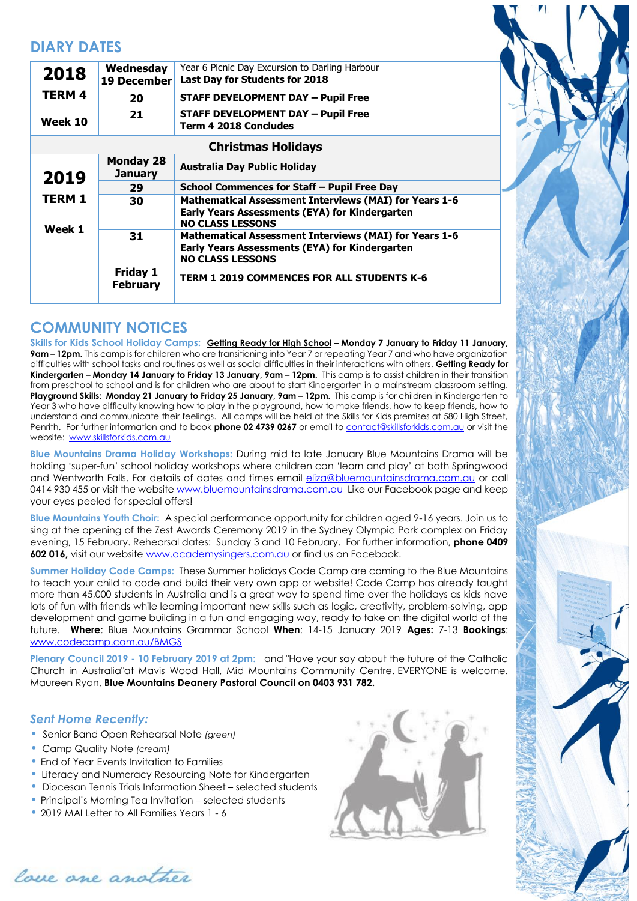## DIARY DATES

| | | |
|---|---|---|
| **2018** **TERM 4** **Week 10** | **Wednesday 19 December** | Year 6 Picnic Day Excursion to Darling Harbour **Last Day for Students for 2018** |
| | **20** | **STAFF DEVELOPMENT DAY – Pupil Free** |
| | **21** | **STAFF DEVELOPMENT DAY – Pupil Free** **Term 4 2018 Concludes** |
| **Christmas Holidays** | | |
| **2019** **TERM 1** **Week 1** | **Monday 28 January** | **Australia Day Public Holiday** |
| | **29** | **School Commences for Staff – Pupil Free Day** |
| | **30** | **Mathematical Assessment Interviews (MAI) for Years 1-6** **Early Years Assessments (EYA) for Kindergarten** **NO CLASS LESSONS** |
| | **31** | **Mathematical Assessment Interviews (MAI) for Years 1-6** **Early Years Assessments (EYA) for Kindergarten** **NO CLASS LESSONS** |
| | **Friday 1 February** | **TERM 1 2019 COMMENCES FOR ALL STUDENTS K-6** |

## COMMUNITY NOTICES

**Skills for Kids School Holiday Camps:** **Getting Ready for High School – Monday 7 January to Friday 11 January, 9am – 12pm.** This camp is for children who are transitioning into Year 7 or repeating Year 7 and who have organization difficulties with school tasks and routines as well as social difficulties in their interactions with others. **Getting Ready for Kindergarten – Monday 14 January to Friday 13 January, 9am – 12pm.** This camp is to assist children in their transition from preschool to school and is for children who are about to start Kindergarten in a mainstream classroom setting. **Playground Skills: Monday 21 January to Friday 25 January, 9am – 12pm.** This camp is for children in Kindergarten to Year 3 who have difficulty knowing how to play in the playground, how to make friends, how to keep friends, how to understand and communicate their feelings. All camps will be held at the Skills for Kids premises at 580 High Street, Penrith. For further information and to book **phone 02 4739 0267** or email to contact@skillsforkids.com.au or visit the website: www.skillsforkids.com.au

**Blue Mountains Drama Holiday Workshops:** During mid to late January Blue Mountains Drama will be holding 'super-fun' school holiday workshops where children can 'learn and play' at both Springwood and Wentworth Falls. For details of dates and times email eliza@bluemountainsdrama.com.au or call 0414 930 455 or visit the website www.bluemountainsdrama.com.au Like our Facebook page and keep your eyes peeled for special offers!

**Blue Mountains Youth Choir:** A special performance opportunity for children aged 9-16 years. Join us to sing at the opening of the Zest Awards Ceremony 2019 in the Sydney Olympic Park complex on Friday evening, 15 February. Rehearsal dates: Sunday 3 and 10 February. For further information, **phone 0409 602 016,** visit our website www.academysingers.com.au or find us on Facebook.

**Summer Holiday Code Camps:** These Summer holidays Code Camp are coming to the Blue Mountains to teach your child to code and build their very own app or website! Code Camp has already taught more than 45,000 students in Australia and is a great way to spend time over the holidays as kids have lots of fun with friends while learning important new skills such as logic, creativity, problem-solving, app development and game building in a fun and engaging way, ready to take on the digital world of the future. **Where**: Blue Mountains Grammar School **When**: 14-15 January 2019 **Ages:** 7-13 **Bookings**: www.codecamp.com.au/BMGS

**Plenary Council 2019 - 10 February 2019 at 2pm:** and "Have your say about the future of the Catholic Church in Australia"at Mavis Wood Hall, Mid Mountains Community Centre. EVERYONE is welcome. Maureen Ryan, **Blue Mountains Deanery Pastoral Council on 0403 931 782.**

### *Sent Home Recently:*

- Senior Band Open Rehearsal Note *(green)*
- Camp Quality Note *(cream)*
- End of Year Events Invitation to Families
- Literacy and Numeracy Resourcing Note for Kindergarten
- Diocesan Tennis Trials Information Sheet – selected students
- Principal's Morning Tea Invitation – selected students
- 2019 MAI Letter to All Families Years 1 - 6

*love one another*